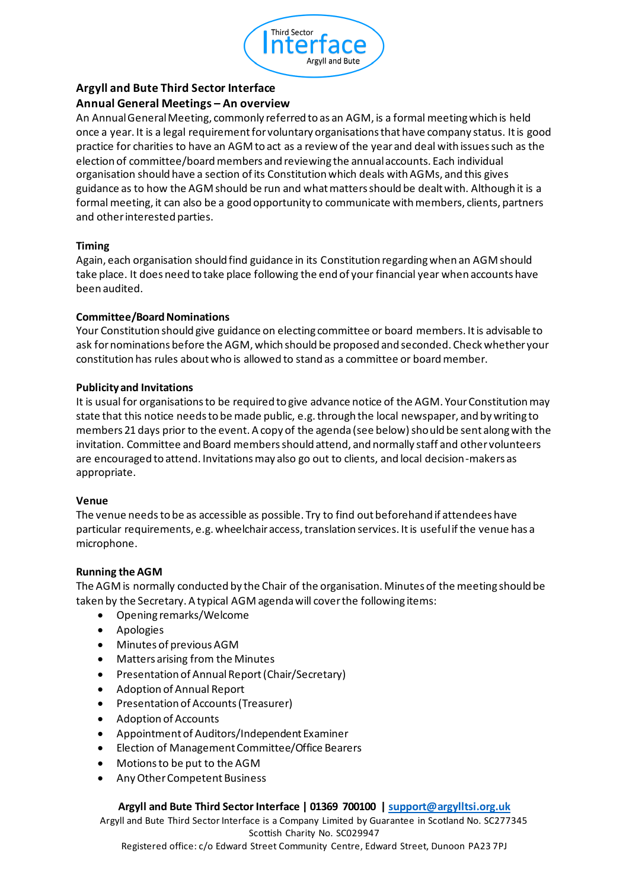## Argyll and Bute Third Sector Interface

### Annual General Meetings – An overview

An Annual General Meeting, commonly referred to as an AGM, is a formal meeting which is held once a year. It is a legal requirement for voluntary organisations that have company status. It is good practice for charities to have an AGM to act as a review of the year and deal with issues such as the election of committee/board members and reviewing the annual accounts. Each individual organisation should have a section of its Constitution which deals with AGMs, and this gives guidance as to how the AGM should be run and what matters should be dealt with. Although it is a formal meeting, it can also be a good opportunity to communicate with members, clients, partners and other interested parties.

**Timing**

Again, each organisation should find guidance in its Constitution regarding when an AGM should take place. It does need to take place following the end of your financial year when accounts have been audited.

**Committee/Board Nominations**

Your Constitution should give guidance on electing committee or board members. It is advisable to ask for nominations before the AGM, which should be proposed and seconded. Check whether your constitution has rules about who is allowed to stand as a committee or board member.

**Publicity and Invitations**

It is usual for organisations to be required to give advance notice of the AGM. Your Constitution may state that this notice needs to be made public, e.g. through the local newspaper, and by writing to members 21 days prior to the event. A copy of the agenda (see below) should be sent along with the invitation. Committee and Board members should attend, and normally staff and other volunteers are encouraged to attend. Invitations may also go out to clients, and local decision-makers as appropriate.

**Venue**

The venue needs to be as accessible as possible. Try to find out beforehand if attendees have particular requirements, e.g. wheelchair access, translation services. It is useful if the venue has a microphone.

**Running the AGM**

The AGM is normally conducted by the Chair of the organisation. Minutes of the meeting should be taken by the Secretary. A typical AGM agenda will cover the following items:

- Opening remarks/Welcome
- Apologies
- Minutes of previous AGM
- Matters arising from the Minutes
- Presentation of Annual Report (Chair/Secretary)
- Adoption of Annual Report
- Presentation of Accounts (Treasurer)
- Adoption of Accounts
- Appointment of Auditors/Independent Examiner
- Election of Management Committee/Office Bearers
- Motions to be put to the AGM
- Any Other Competent Business

**Argyll and Bute Third Sector Interface | 01369 700100 | support@argylltsi.org.uk**

Argyll and Bute Third Sector Interface is a Company Limited by Guarantee in Scotland No. SC277345
Scottish Charity No. SC029947
Registered office: c/o Edward Street Community Centre, Edward Street, Dunoon PA23 7PJ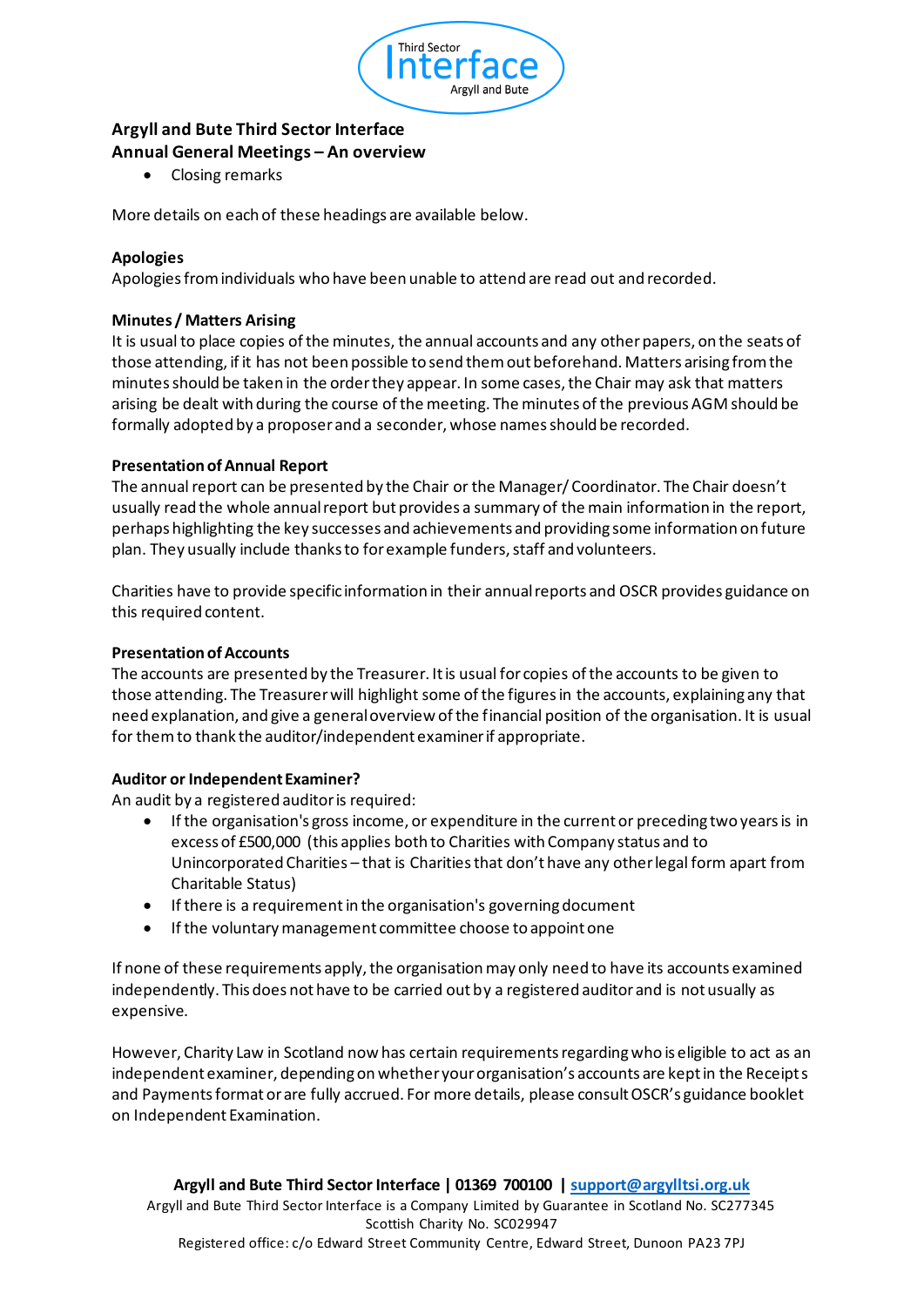**Argyll and Bute Third Sector Interface**
**Annual General Meetings – An overview**

- Closing remarks

More details on each of these headings are available below.

**Apologies**
Apologies from individuals who have been unable to attend are read out and recorded.

**Minutes / Matters Arising**
It is usual to place copies of the minutes, the annual accounts and any other papers, on the seats of those attending, if it has not been possible to send them out beforehand. Matters arising from the minutes should be taken in the order they appear. In some cases, the Chair may ask that matters arising be dealt with during the course of the meeting. The minutes of the previous AGM should be formally adopted by a proposer and a seconder, whose names should be recorded.

**Presentation of Annual Report**
The annual report can be presented by the Chair or the Manager/ Coordinator. The Chair doesn't usually read the whole annual report but provides a summary of the main information in the report, perhaps highlighting the key successes and achievements and providing some information on future plan. They usually include thanks to for example funders, staff and volunteers.

Charities have to provide specific information in their annual reports and OSCR provides guidance on this required content.

**Presentation of Accounts**
The accounts are presented by the Treasurer. It is usual for copies of the accounts to be given to those attending. The Treasurer will highlight some of the figures in the accounts, explaining any that need explanation, and give a general overview of the financial position of the organisation. It is usual for them to thank the auditor/independent examiner if appropriate.

**Auditor or Independent Examiner?**
An audit by a registered auditor is required:

- If the organisation's gross income, or expenditure in the current or preceding two years is in excess of £500,000 (this applies both to Charities with Company status and to Unincorporated Charities – that is Charities that don't have any other legal form apart from Charitable Status)
- If there is a requirement in the organisation's governing document
- If the voluntary management committee choose to appoint one

If none of these requirements apply, the organisation may only need to have its accounts examined independently. This does not have to be carried out by a registered auditor and is not usually as expensive.

However, Charity Law in Scotland now has certain requirements regarding who is eligible to act as an independent examiner, depending on whether your organisation's accounts are kept in the Receipts and Payments format or are fully accrued. For more details, please consult OSCR's guidance booklet on Independent Examination.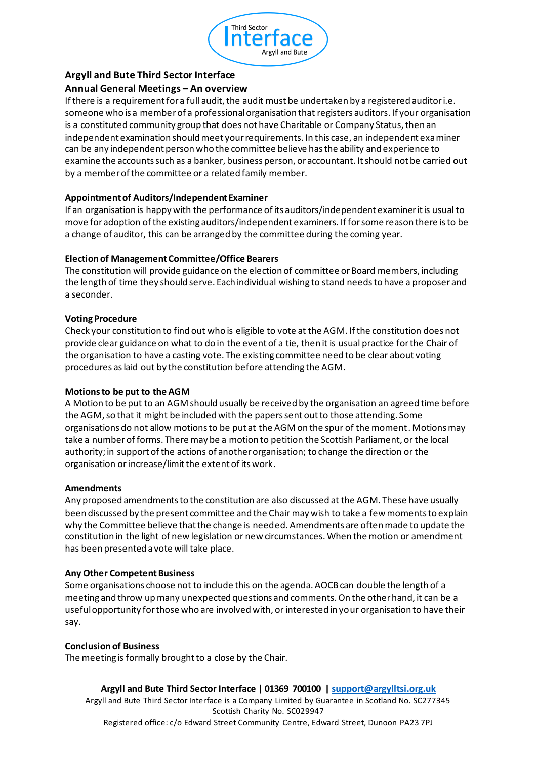**Argyll and Bute Third Sector Interface**

**Annual General Meetings – An overview**

If there is a requirement for a full audit, the audit must be undertaken by a registered auditor i.e. someone who is a member of a professional organisation that registers auditors. If your organisation is a constituted community group that does not have Charitable or Company Status, then an independent examination should meet your requirements. In this case, an independent examiner can be any independent person who the committee believe has the ability and experience to examine the accounts such as a banker, business person, or accountant. It should not be carried out by a member of the committee or a related family member.

**Appointment of Auditors/Independent Examiner**

If an organisation is happy with the performance of its auditors/independent examiner it is usual to move for adoption of the existing auditors/independent examiners. If for some reason there is to be a change of auditor, this can be arranged by the committee during the coming year.

**Election of Management Committee/Office Bearers**

The constitution will provide guidance on the election of committee or Board members, including the length of time they should serve. Each individual wishing to stand needs to have a proposer and a seconder.

**Voting Procedure**

Check your constitution to find out who is eligible to vote at the AGM. If the constitution does not provide clear guidance on what to do in the event of a tie, then it is usual practice for the Chair of the organisation to have a casting vote. The existing committee need to be clear about voting procedures as laid out by the constitution before attending the AGM.

**Motions to be put to the AGM**

A Motion to be put to an AGM should usually be received by the organisation an agreed time before the AGM, so that it might be included with the papers sent out to those attending. Some organisations do not allow motions to be put at the AGM on the spur of the moment. Motions may take a number of forms. There may be a motion to petition the Scottish Parliament, or the local authority; in support of the actions of another organisation; to change the direction or the organisation or increase/limit the extent of its work.

**Amendments**

Any proposed amendments to the constitution are also discussed at the AGM. These have usually been discussed by the present committee and the Chair may wish to take a few moments to explain why the Committee believe that the change is needed. Amendments are often made to update the constitution in the light of new legislation or new circumstances. When the motion or amendment has been presented a vote will take place.

**Any Other Competent Business**

Some organisations choose not to include this on the agenda. AOCB can double the length of a meeting and throw up many unexpected questions and comments. On the other hand, it can be a useful opportunity for those who are involved with, or interested in your organisation to have their say.

**Conclusion of Business**

The meeting is formally brought to a close by the Chair.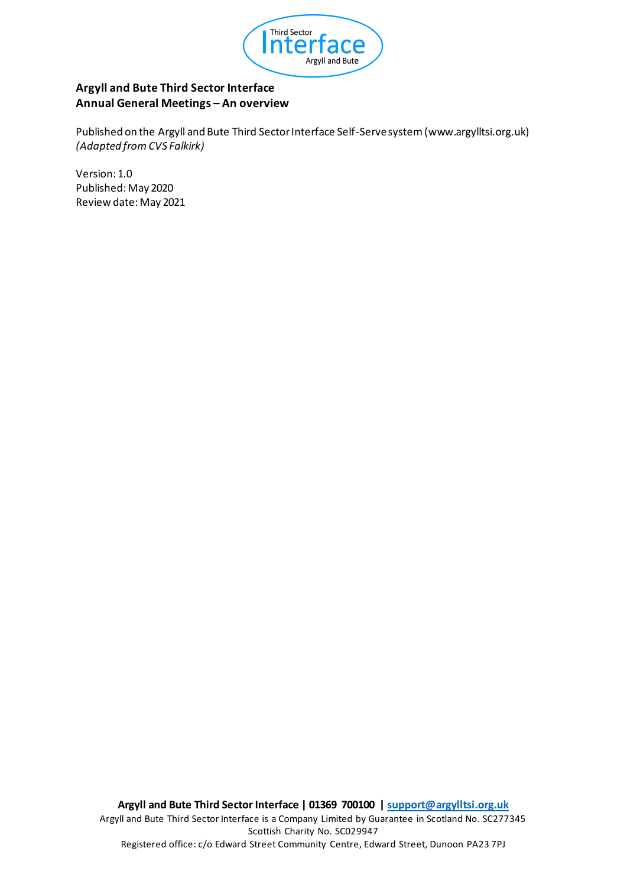**Argyll and Bute Third Sector Interface**
**Annual General Meetings – An overview**

Published on the Argyll and Bute Third Sector Interface Self-Serve system (www.argylltsi.org.uk)
*(Adapted from CVS Falkirk)*

Version: 1.0
Published: May 2020
Review date: May 2021

**Argyll and Bute Third Sector Interface | 01369 700100 | support@argylltsi.org.uk**
Argyll and Bute Third Sector Interface is a Company Limited by Guarantee in Scotland No. SC277345
Scottish Charity No. SC029947
Registered office: c/o Edward Street Community Centre, Edward Street, Dunoon PA23 7PJ